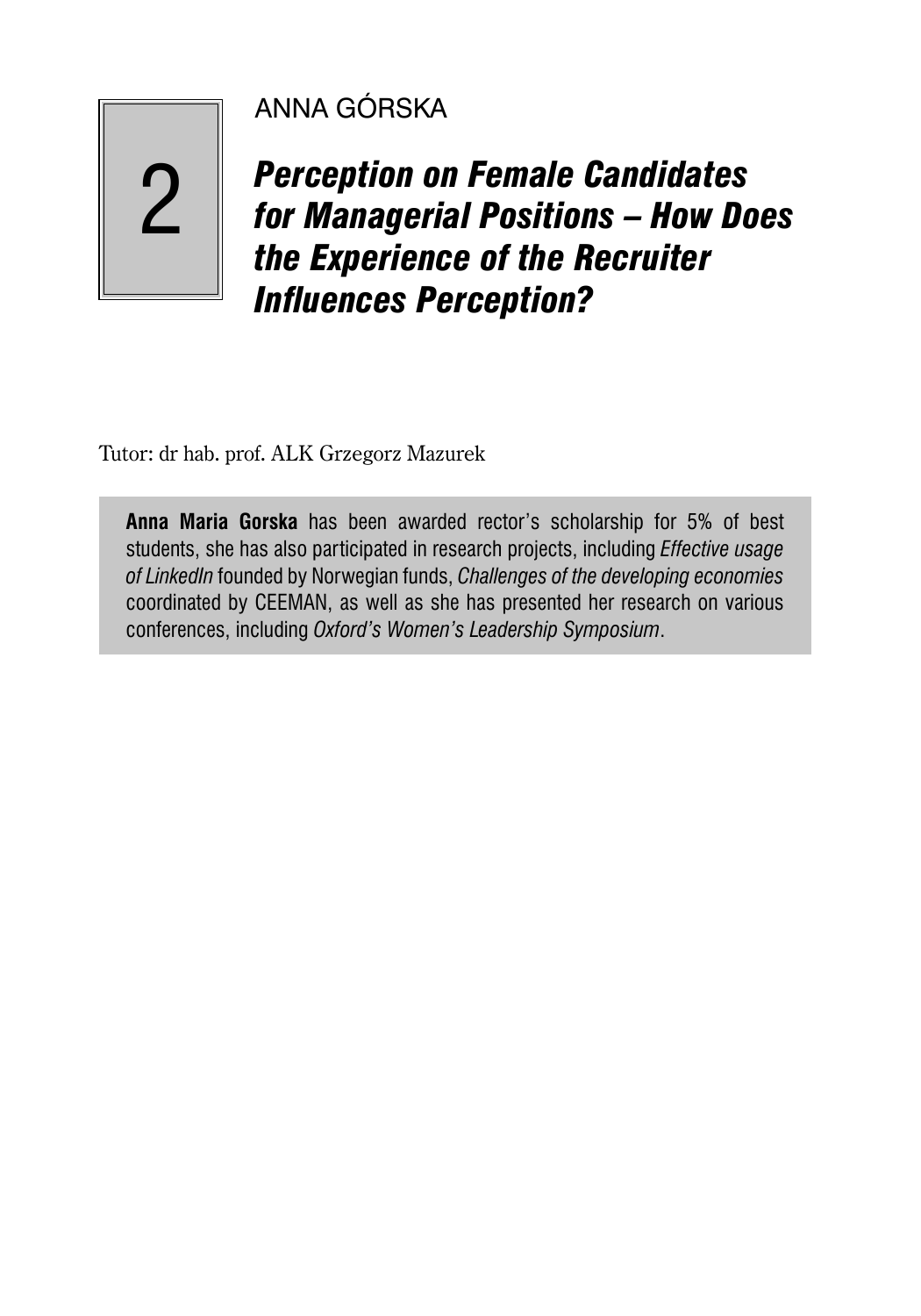2

ANNA GÓRSKA

# *Perception on Female Candidates for Managerial Positions – How Does the Experience of the Recruiter Influences Perception?*

Tutor: dr hab. prof. ALK Grzegorz Mazurek

**Anna Maria Gorska** has been awarded rector's scholarship for 5% of best students, she has also participated in research projects, including *Effective usage of LinkedIn* founded by Norwegian funds, *Challenges of the developing economies* coordinated by CEEMAN, as well as she has presented her research on various conferences, including *Oxford's Women's Leadership Symposium*.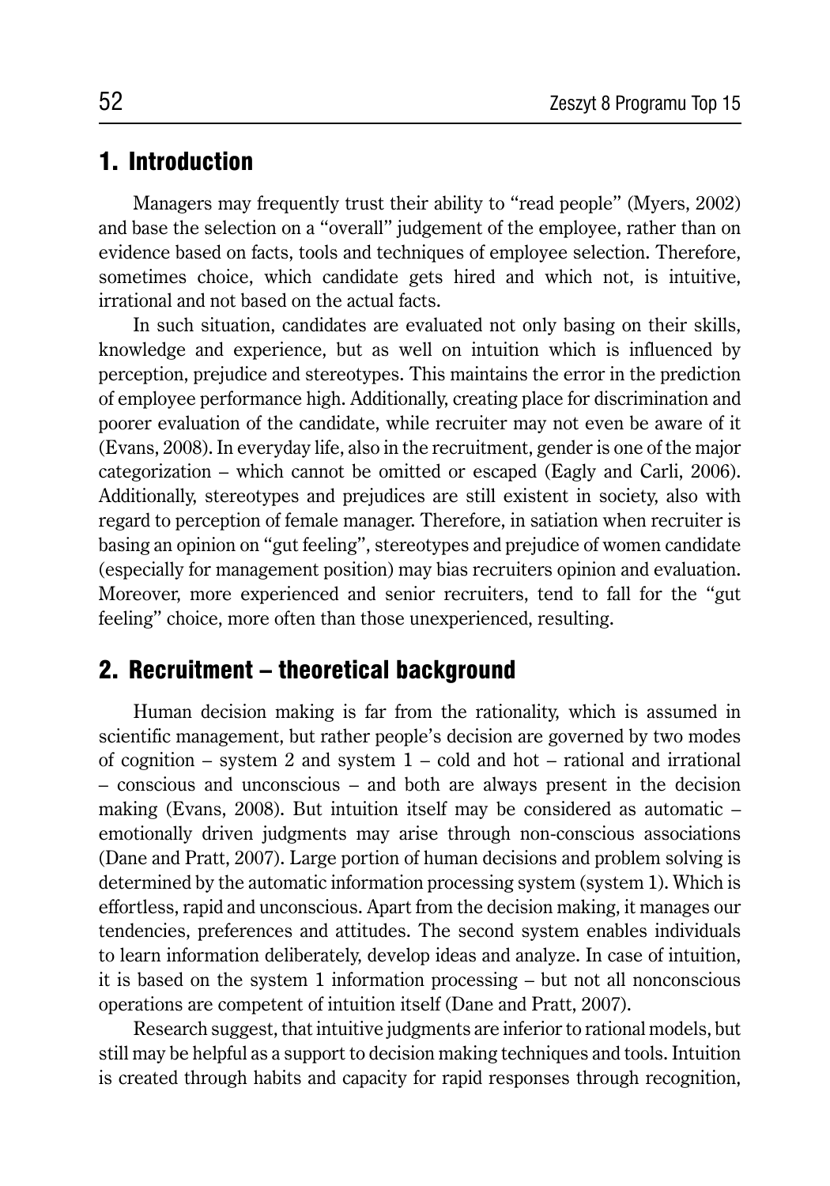## 1. Introduction

Managers may frequently trust their ability to "read people" (Myers, 2002) and base the selection on a "overall" judgement of the employee, rather than on evidence based on facts, tools and techniques of employee selection. Therefore, sometimes choice, which candidate gets hired and which not, is intuitive, irrational and not based on the actual facts.

In such situation, candidates are evaluated not only basing on their skills, knowledge and experience, but as well on intuition which is influenced by perception, prejudice and stereotypes. This maintains the error in the prediction of employee performance high. Additionally, creating place for discrimination and poorer evaluation of the candidate, while recruiter may not even be aware of it (Evans, 2008). In everyday life, also in the recruitment, gender is one of the major categorization – which cannot be omitted or escaped (Eagly and Carli, 2006). Additionally, stereotypes and prejudices are still existent in society, also with regard to perception of female manager. Therefore, in satiation when recruiter is basing an opinion on "gut feeling", stereotypes and prejudice of women candidate (especially for management position) may bias recruiters opinion and evaluation. Moreover, more experienced and senior recruiters, tend to fall for the "gut feeling" choice, more often than those unexperienced, resulting.

## 2. Recruitment – theoretical background

Human decision making is far from the rationality, which is assumed in scientific management, but rather people's decision are governed by two modes of cognition – system 2 and system 1 – cold and hot – rational and irrational – conscious and unconscious – and both are always present in the decision making (Evans, 2008). But intuition itself may be considered as automatic – emotionally driven judgments may arise through non-conscious associations (Dane and Pratt, 2007). Large portion of human decisions and problem solving is determined by the automatic information processing system (system 1). Which is effortless, rapid and unconscious. Apart from the decision making, it manages our tendencies, preferences and attitudes. The second system enables individuals to learn information deliberately, develop ideas and analyze. In case of intuition, it is based on the system 1 information processing – but not all nonconscious operations are competent of intuition itself (Dane and Pratt, 2007).

Research suggest, that intuitive judgments are inferior to rational models, but still may be helpful as a support to decision making techniques and tools. Intuition is created through habits and capacity for rapid responses through recognition,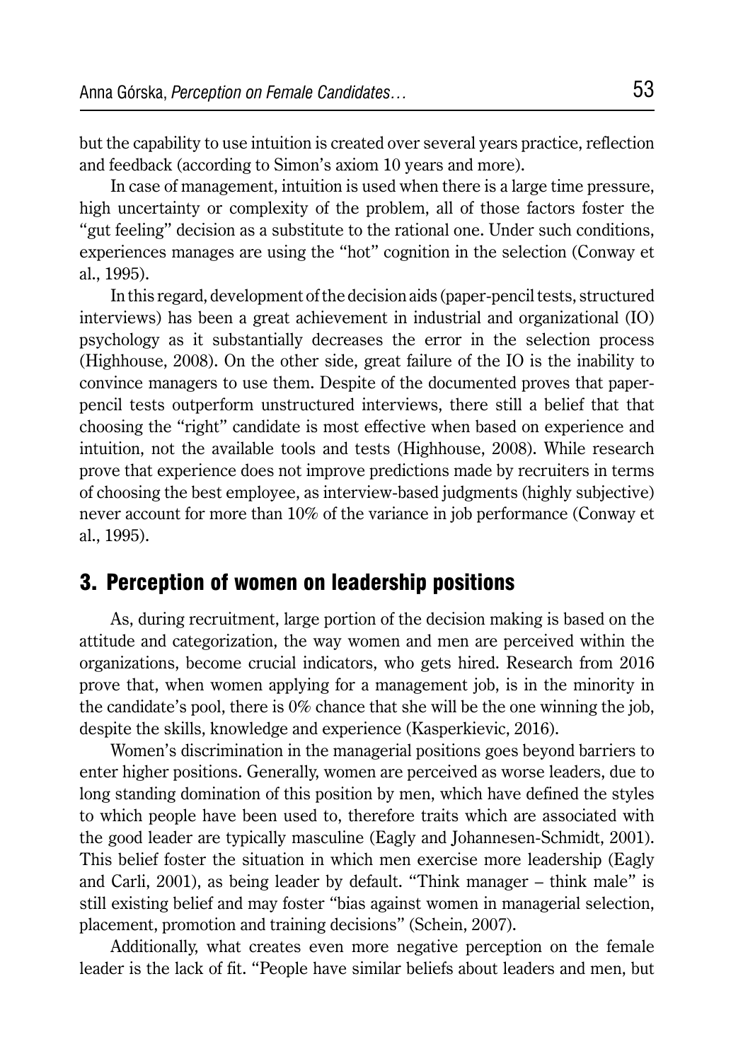but the capability to use intuition is created over several years practice, reflection and feedback (according to Simon's axiom 10 years and more).

In case of management, intuition is used when there is a large time pressure, high uncertainty or complexity of the problem, all of those factors foster the "gut feeling" decision as a substitute to the rational one. Under such conditions, experiences manages are using the "hot" cognition in the selection (Conway et al., 1995).

In this regard, development of the decision aids (paper-pencil tests, structured interviews) has been a great achievement in industrial and organizational (IO) psychology as it substantially decreases the error in the selection process (Highhouse, 2008). On the other side, great failure of the IO is the inability to convince managers to use them. Despite of the documented proves that paper-pencil tests outperform unstructured interviews, there still a belief that that choosing the "right" candidate is most effective when based on experience and intuition, not the available tools and tests (Highhouse, 2008). While research prove that experience does not improve predictions made by recruiters in terms of choosing the best employee, as interview-based judgments (highly subjective) never account for more than 10% of the variance in job performance (Conway et al., 1995).

## 3. Perception of women on leadership positions

As, during recruitment, large portion of the decision making is based on the attitude and categorization, the way women and men are perceived within the organizations, become crucial indicators, who gets hired. Research from 2016 prove that, when women applying for a management job, is in the minority in the candidate's pool, there is 0% chance that she will be the one winning the job, despite the skills, knowledge and experience (Kasperkievic, 2016).

Women's discrimination in the managerial positions goes beyond barriers to enter higher positions. Generally, women are perceived as worse leaders, due to long standing domination of this position by men, which have defined the styles to which people have been used to, therefore traits which are associated with the good leader are typically masculine (Eagly and Johannesen-Schmidt, 2001). This belief foster the situation in which men exercise more leadership (Eagly and Carli, 2001), as being leader by default. "Think manager – think male" is still existing belief and may foster "bias against women in managerial selection, placement, promotion and training decisions" (Schein, 2007).

Additionally, what creates even more negative perception on the female leader is the lack of fit. "People have similar beliefs about leaders and men, but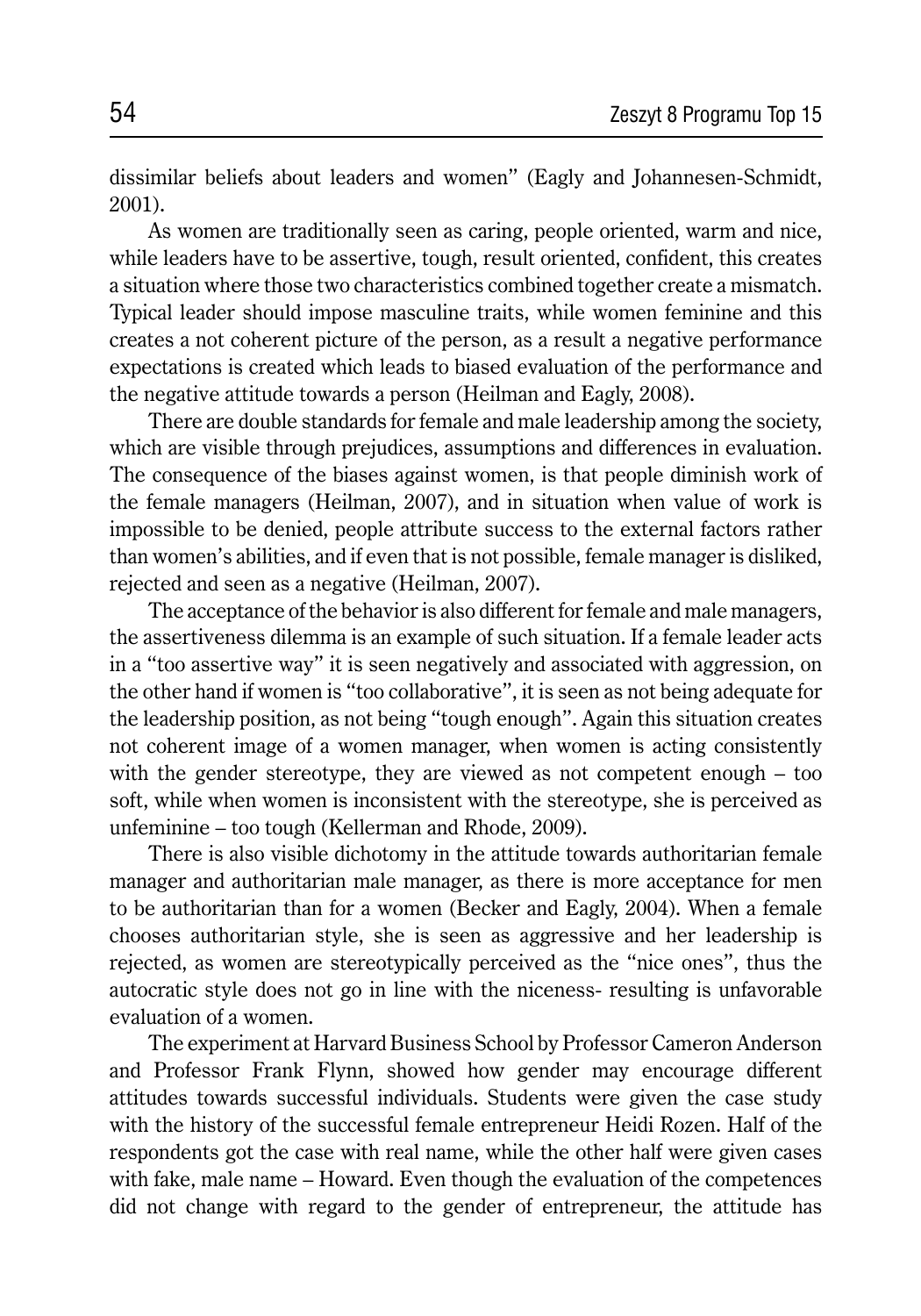dissimilar beliefs about leaders and women" (Eagly and Johannesen-Schmidt, 2001).

As women are traditionally seen as caring, people oriented, warm and nice, while leaders have to be assertive, tough, result oriented, confident, this creates a situation where those two characteristics combined together create a mismatch. Typical leader should impose masculine traits, while women feminine and this creates a not coherent picture of the person, as a result a negative performance expectations is created which leads to biased evaluation of the performance and the negative attitude towards a person (Heilman and Eagly, 2008).

There are double standards for female and male leadership among the society, which are visible through prejudices, assumptions and differences in evaluation. The consequence of the biases against women, is that people diminish work of the female managers (Heilman, 2007), and in situation when value of work is impossible to be denied, people attribute success to the external factors rather than women's abilities, and if even that is not possible, female manager is disliked, rejected and seen as a negative (Heilman, 2007).

The acceptance of the behavior is also different for female and male managers, the assertiveness dilemma is an example of such situation. If a female leader acts in a "too assertive way" it is seen negatively and associated with aggression, on the other hand if women is "too collaborative", it is seen as not being adequate for the leadership position, as not being "tough enough". Again this situation creates not coherent image of a women manager, when women is acting consistently with the gender stereotype, they are viewed as not competent enough – too soft, while when women is inconsistent with the stereotype, she is perceived as unfeminine – too tough (Kellerman and Rhode, 2009).

There is also visible dichotomy in the attitude towards authoritarian female manager and authoritarian male manager, as there is more acceptance for men to be authoritarian than for a women (Becker and Eagly, 2004). When a female chooses authoritarian style, she is seen as aggressive and her leadership is rejected, as women are stereotypically perceived as the "nice ones", thus the autocratic style does not go in line with the niceness- resulting is unfavorable evaluation of a women.

The experiment at Harvard Business School by Professor Cameron Anderson and Professor Frank Flynn, showed how gender may encourage different attitudes towards successful individuals. Students were given the case study with the history of the successful female entrepreneur Heidi Rozen. Half of the respondents got the case with real name, while the other half were given cases with fake, male name – Howard. Even though the evaluation of the competences did not change with regard to the gender of entrepreneur, the attitude has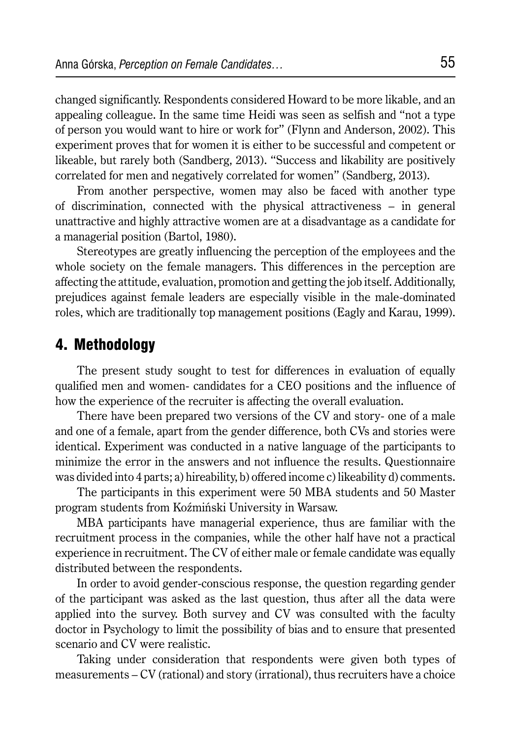changed significantly. Respondents considered Howard to be more likable, and an appealing colleague. In the same time Heidi was seen as selfish and "not a type of person you would want to hire or work for" (Flynn and Anderson, 2002). This experiment proves that for women it is either to be successful and competent or likeable, but rarely both (Sandberg, 2013). "Success and likability are positively correlated for men and negatively correlated for women" (Sandberg, 2013).

From another perspective, women may also be faced with another type of discrimination, connected with the physical attractiveness – in general unattractive and highly attractive women are at a disadvantage as a candidate for a managerial position (Bartol, 1980).

Stereotypes are greatly influencing the perception of the employees and the whole society on the female managers. This differences in the perception are affecting the attitude, evaluation, promotion and getting the job itself. Additionally, prejudices against female leaders are especially visible in the male-dominated roles, which are traditionally top management positions (Eagly and Karau, 1999).

## 4. Methodology

The present study sought to test for differences in evaluation of equally qualified men and women- candidates for a CEO positions and the influence of how the experience of the recruiter is affecting the overall evaluation.

There have been prepared two versions of the CV and story- one of a male and one of a female, apart from the gender difference, both CVs and stories were identical. Experiment was conducted in a native language of the participants to minimize the error in the answers and not influence the results. Questionnaire was divided into 4 parts; a) hireability, b) offered income c) likeability d) comments.

The participants in this experiment were 50 MBA students and 50 Master program students from Koźmiński University in Warsaw.

MBA participants have managerial experience, thus are familiar with the recruitment process in the companies, while the other half have not a practical experience in recruitment. The CV of either male or female candidate was equally distributed between the respondents.

In order to avoid gender-conscious response, the question regarding gender of the participant was asked as the last question, thus after all the data were applied into the survey. Both survey and CV was consulted with the faculty doctor in Psychology to limit the possibility of bias and to ensure that presented scenario and CV were realistic.

Taking under consideration that respondents were given both types of measurements – CV (rational) and story (irrational), thus recruiters have a choice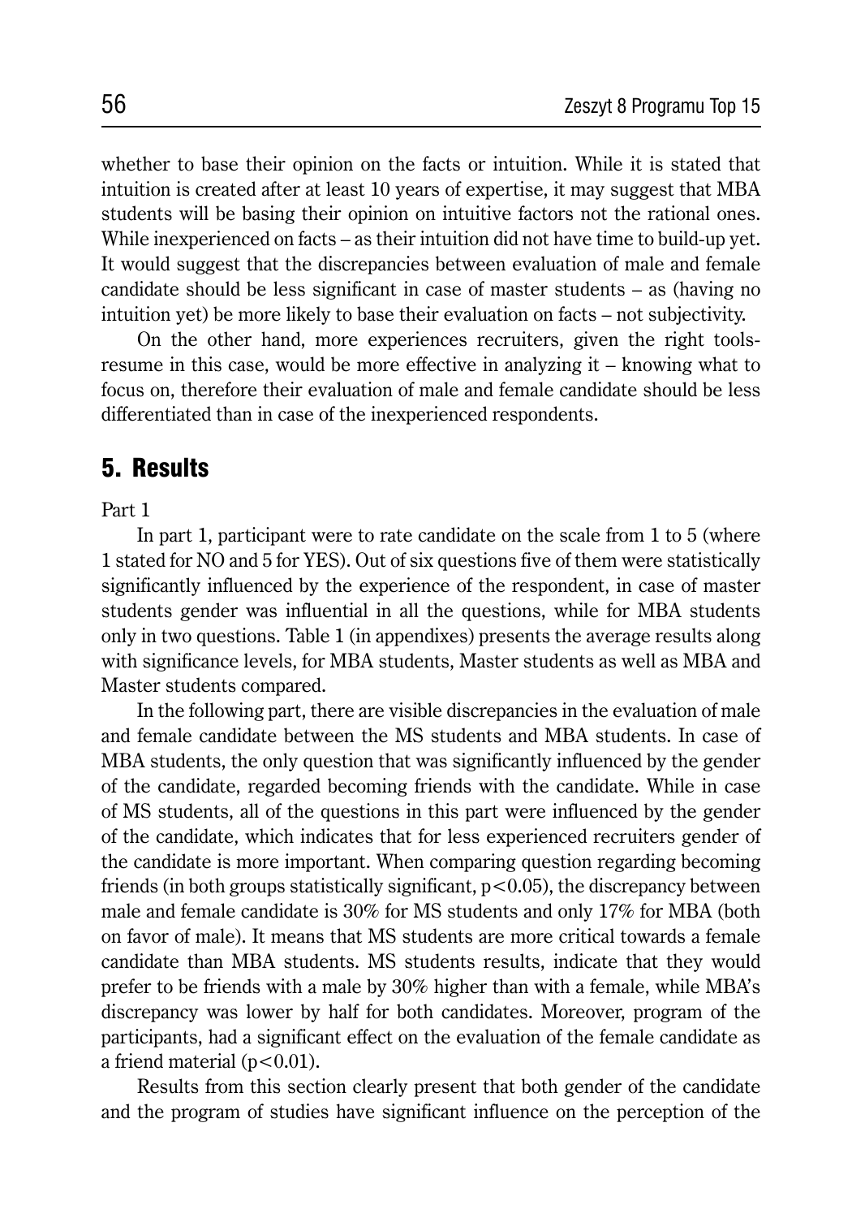whether to base their opinion on the facts or intuition. While it is stated that intuition is created after at least 10 years of expertise, it may suggest that MBA students will be basing their opinion on intuitive factors not the rational ones. While inexperienced on facts – as their intuition did not have time to build-up yet. It would suggest that the discrepancies between evaluation of male and female candidate should be less significant in case of master students – as (having no intuition yet) be more likely to base their evaluation on facts – not subjectivity.

On the other hand, more experiences recruiters, given the right tools-resume in this case, would be more effective in analyzing it – knowing what to focus on, therefore their evaluation of male and female candidate should be less differentiated than in case of the inexperienced respondents.

## 5. Results

Part 1

In part 1, participant were to rate candidate on the scale from 1 to 5 (where 1 stated for NO and 5 for YES). Out of six questions five of them were statistically significantly influenced by the experience of the respondent, in case of master students gender was influential in all the questions, while for MBA students only in two questions. Table 1 (in appendixes) presents the average results along with significance levels, for MBA students, Master students as well as MBA and Master students compared.

In the following part, there are visible discrepancies in the evaluation of male and female candidate between the MS students and MBA students. In case of MBA students, the only question that was significantly influenced by the gender of the candidate, regarded becoming friends with the candidate. While in case of MS students, all of the questions in this part were influenced by the gender of the candidate, which indicates that for less experienced recruiters gender of the candidate is more important. When comparing question regarding becoming friends (in both groups statistically significant, $p<0.05$), the discrepancy between male and female candidate is 30% for MS students and only 17% for MBA (both on favor of male). It means that MS students are more critical towards a female candidate than MBA students. MS students results, indicate that they would prefer to be friends with a male by 30% higher than with a female, while MBA's discrepancy was lower by half for both candidates. Moreover, program of the participants, had a significant effect on the evaluation of the female candidate as a friend material ($p<0.01$).

Results from this section clearly present that both gender of the candidate and the program of studies have significant influence on the perception of the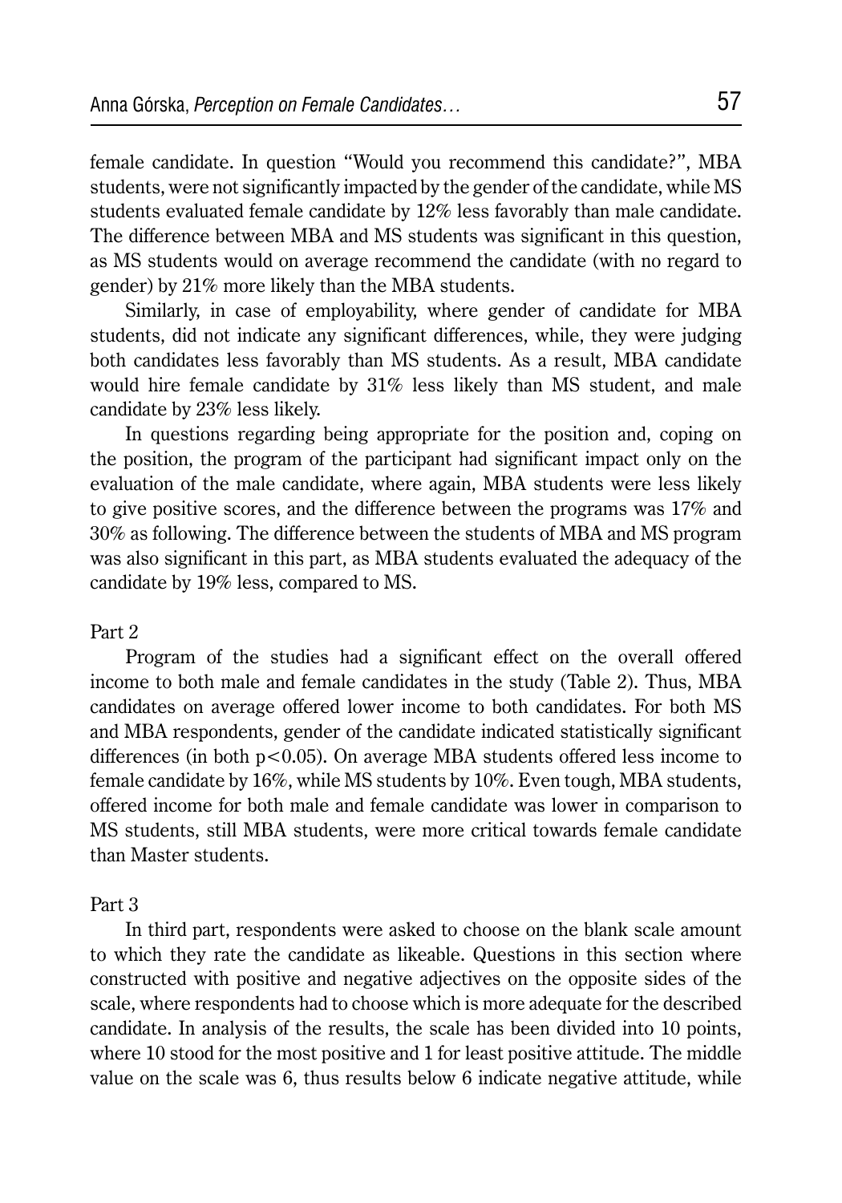female candidate. In question "Would you recommend this candidate?", MBA students, were not significantly impacted by the gender of the candidate, while MS students evaluated female candidate by 12% less favorably than male candidate. The difference between MBA and MS students was significant in this question, as MS students would on average recommend the candidate (with no regard to gender) by 21% more likely than the MBA students.

Similarly, in case of employability, where gender of candidate for MBA students, did not indicate any significant differences, while, they were judging both candidates less favorably than MS students. As a result, MBA candidate would hire female candidate by 31% less likely than MS student, and male candidate by 23% less likely.

In questions regarding being appropriate for the position and, coping on the position, the program of the participant had significant impact only on the evaluation of the male candidate, where again, MBA students were less likely to give positive scores, and the difference between the programs was 17% and 30% as following. The difference between the students of MBA and MS program was also significant in this part, as MBA students evaluated the adequacy of the candidate by 19% less, compared to MS.

Part 2

Program of the studies had a significant effect on the overall offered income to both male and female candidates in the study (Table 2). Thus, MBA candidates on average offered lower income to both candidates. For both MS and MBA respondents, gender of the candidate indicated statistically significant differences (in both $p<0.05$). On average MBA students offered less income to female candidate by 16%, while MS students by 10%. Even tough, MBA students, offered income for both male and female candidate was lower in comparison to MS students, still MBA students, were more critical towards female candidate than Master students.

Part 3

In third part, respondents were asked to choose on the blank scale amount to which they rate the candidate as likeable. Questions in this section where constructed with positive and negative adjectives on the opposite sides of the scale, where respondents had to choose which is more adequate for the described candidate. In analysis of the results, the scale has been divided into 10 points, where 10 stood for the most positive and 1 for least positive attitude. The middle value on the scale was 6, thus results below 6 indicate negative attitude, while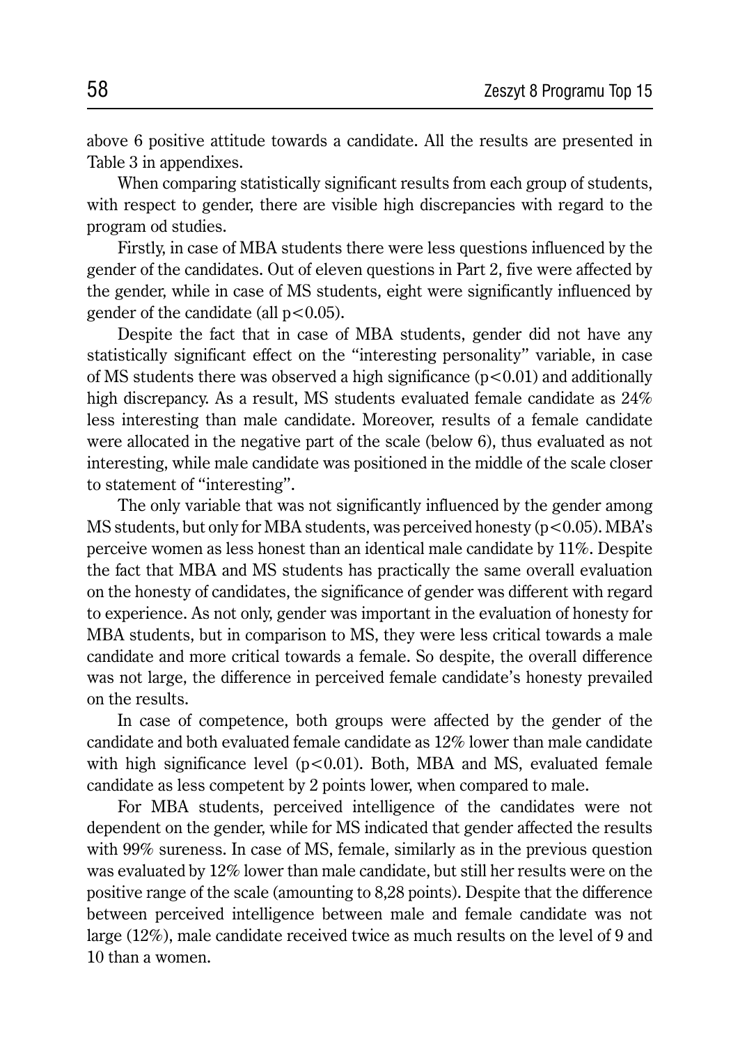above 6 positive attitude towards a candidate. All the results are presented in Table 3 in appendixes.

When comparing statistically significant results from each group of students, with respect to gender, there are visible high discrepancies with regard to the program od studies.

Firstly, in case of MBA students there were less questions influenced by the gender of the candidates. Out of eleven questions in Part 2, five were affected by the gender, while in case of MS students, eight were significantly influenced by gender of the candidate (all $p<0.05$).

Despite the fact that in case of MBA students, gender did not have any statistically significant effect on the "interesting personality" variable, in case of MS students there was observed a high significance ($p<0.01$) and additionally high discrepancy. As a result, MS students evaluated female candidate as 24% less interesting than male candidate. Moreover, results of a female candidate were allocated in the negative part of the scale (below 6), thus evaluated as not interesting, while male candidate was positioned in the middle of the scale closer to statement of "interesting".

The only variable that was not significantly influenced by the gender among MS students, but only for MBA students, was perceived honesty ($p<0.05$). MBA's perceive women as less honest than an identical male candidate by 11%. Despite the fact that MBA and MS students has practically the same overall evaluation on the honesty of candidates, the significance of gender was different with regard to experience. As not only, gender was important in the evaluation of honesty for MBA students, but in comparison to MS, they were less critical towards a male candidate and more critical towards a female. So despite, the overall difference was not large, the difference in perceived female candidate's honesty prevailed on the results.

In case of competence, both groups were affected by the gender of the candidate and both evaluated female candidate as 12% lower than male candidate with high significance level ($p<0.01$). Both, MBA and MS, evaluated female candidate as less competent by 2 points lower, when compared to male.

For MBA students, perceived intelligence of the candidates were not dependent on the gender, while for MS indicated that gender affected the results with 99% sureness. In case of MS, female, similarly as in the previous question was evaluated by 12% lower than male candidate, but still her results were on the positive range of the scale (amounting to 8,28 points). Despite that the difference between perceived intelligence between male and female candidate was not large (12%), male candidate received twice as much results on the level of 9 and 10 than a women.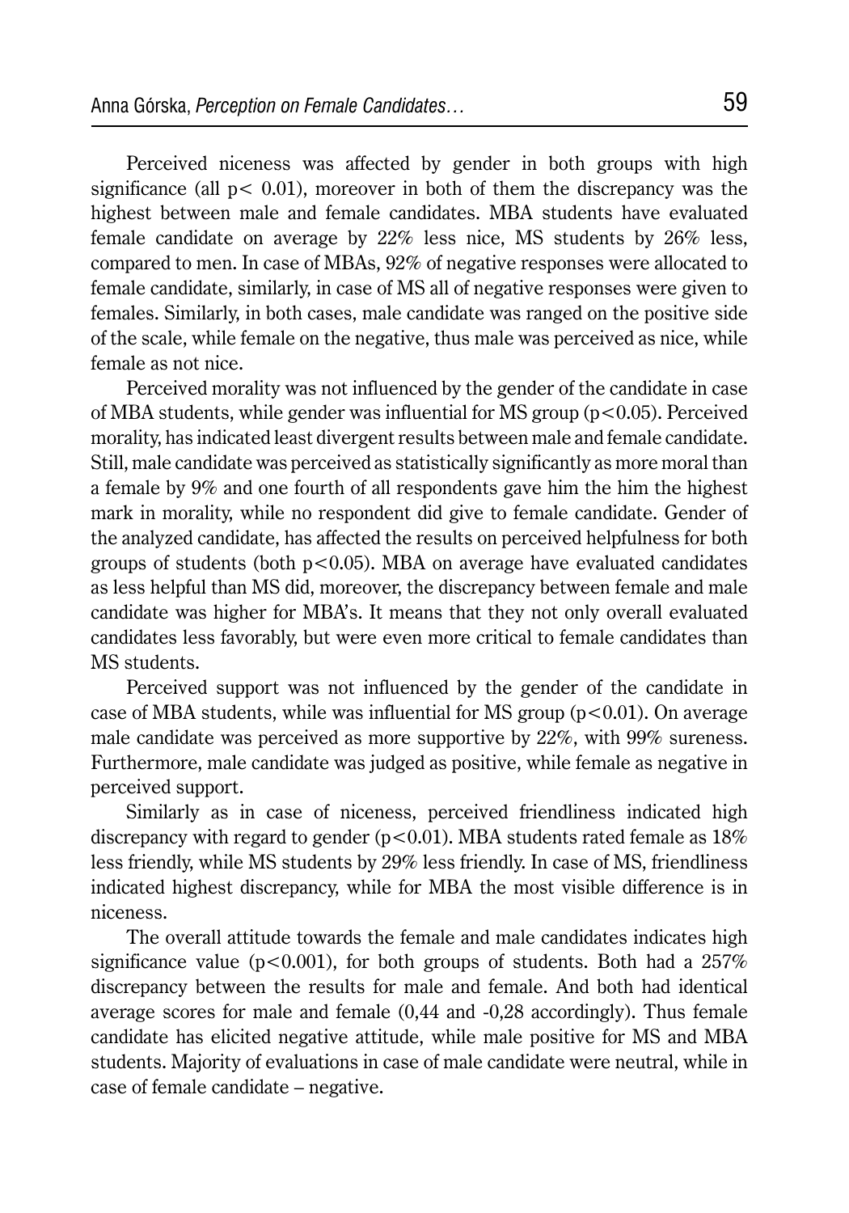Perceived niceness was affected by gender in both groups with high significance (all $p < 0.01$), moreover in both of them the discrepancy was the highest between male and female candidates. MBA students have evaluated female candidate on average by 22% less nice, MS students by 26% less, compared to men. In case of MBAs, 92% of negative responses were allocated to female candidate, similarly, in case of MS all of negative responses were given to females. Similarly, in both cases, male candidate was ranged on the positive side of the scale, while female on the negative, thus male was perceived as nice, while female as not nice.

Perceived morality was not influenced by the gender of the candidate in case of MBA students, while gender was influential for MS group ($p < 0.05$). Perceived morality, has indicated least divergent results between male and female candidate. Still, male candidate was perceived as statistically significantly as more moral than a female by 9% and one fourth of all respondents gave him the him the highest mark in morality, while no respondent did give to female candidate. Gender of the analyzed candidate, has affected the results on perceived helpfulness for both groups of students (both $p < 0.05$). MBA on average have evaluated candidates as less helpful than MS did, moreover, the discrepancy between female and male candidate was higher for MBA's. It means that they not only overall evaluated candidates less favorably, but were even more critical to female candidates than MS students.

Perceived support was not influenced by the gender of the candidate in case of MBA students, while was influential for MS group ($p < 0.01$). On average male candidate was perceived as more supportive by 22%, with 99% sureness. Furthermore, male candidate was judged as positive, while female as negative in perceived support.

Similarly as in case of niceness, perceived friendliness indicated high discrepancy with regard to gender ($p < 0.01$). MBA students rated female as 18% less friendly, while MS students by 29% less friendly. In case of MS, friendliness indicated highest discrepancy, while for MBA the most visible difference is in niceness.

The overall attitude towards the female and male candidates indicates high significance value ($p < 0.001$), for both groups of students. Both had a 257% discrepancy between the results for male and female. And both had identical average scores for male and female (0,44 and -0,28 accordingly). Thus female candidate has elicited negative attitude, while male positive for MS and MBA students. Majority of evaluations in case of male candidate were neutral, while in case of female candidate – negative.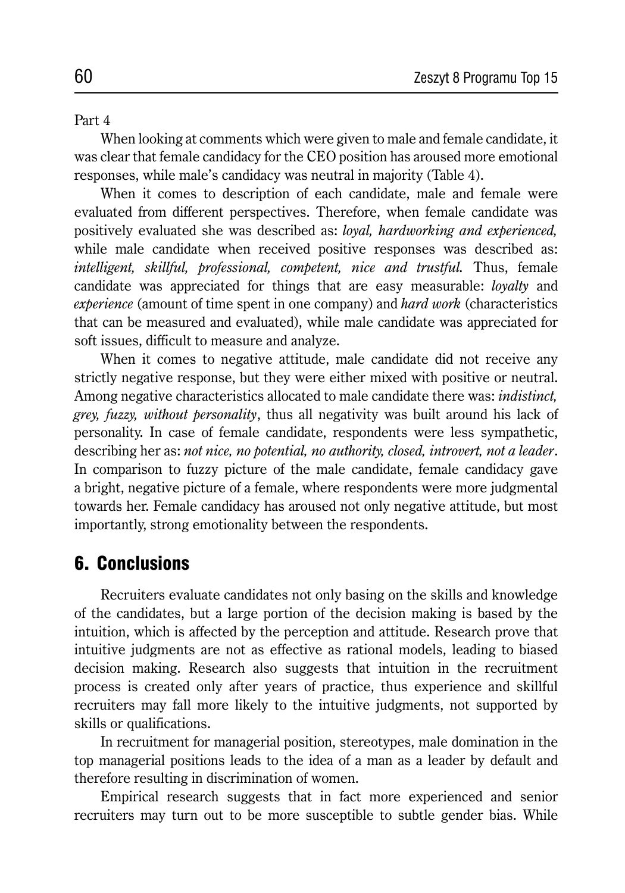Part 4

When looking at comments which were given to male and female candidate, it was clear that female candidacy for the CEO position has aroused more emotional responses, while male's candidacy was neutral in majority (Table 4).

When it comes to description of each candidate, male and female were evaluated from different perspectives. Therefore, when female candidate was positively evaluated she was described as: *loyal, hardworking and experienced,* while male candidate when received positive responses was described as: *intelligent, skillful, professional, competent, nice and trustful.* Thus, female candidate was appreciated for things that are easy measurable: *loyalty* and *experience* (amount of time spent in one company) and *hard work* (characteristics that can be measured and evaluated), while male candidate was appreciated for soft issues, difficult to measure and analyze.

When it comes to negative attitude, male candidate did not receive any strictly negative response, but they were either mixed with positive or neutral. Among negative characteristics allocated to male candidate there was: *indistinct, grey, fuzzy, without personality*, thus all negativity was built around his lack of personality. In case of female candidate, respondents were less sympathetic, describing her as: *not nice, no potential, no authority, closed, introvert, not a leader*. In comparison to fuzzy picture of the male candidate, female candidacy gave a bright, negative picture of a female, where respondents were more judgmental towards her. Female candidacy has aroused not only negative attitude, but most importantly, strong emotionality between the respondents.

## 6. Conclusions

Recruiters evaluate candidates not only basing on the skills and knowledge of the candidates, but a large portion of the decision making is based by the intuition, which is affected by the perception and attitude. Research prove that intuitive judgments are not as effective as rational models, leading to biased decision making. Research also suggests that intuition in the recruitment process is created only after years of practice, thus experience and skillful recruiters may fall more likely to the intuitive judgments, not supported by skills or qualifications.

In recruitment for managerial position, stereotypes, male domination in the top managerial positions leads to the idea of a man as a leader by default and therefore resulting in discrimination of women.

Empirical research suggests that in fact more experienced and senior recruiters may turn out to be more susceptible to subtle gender bias. While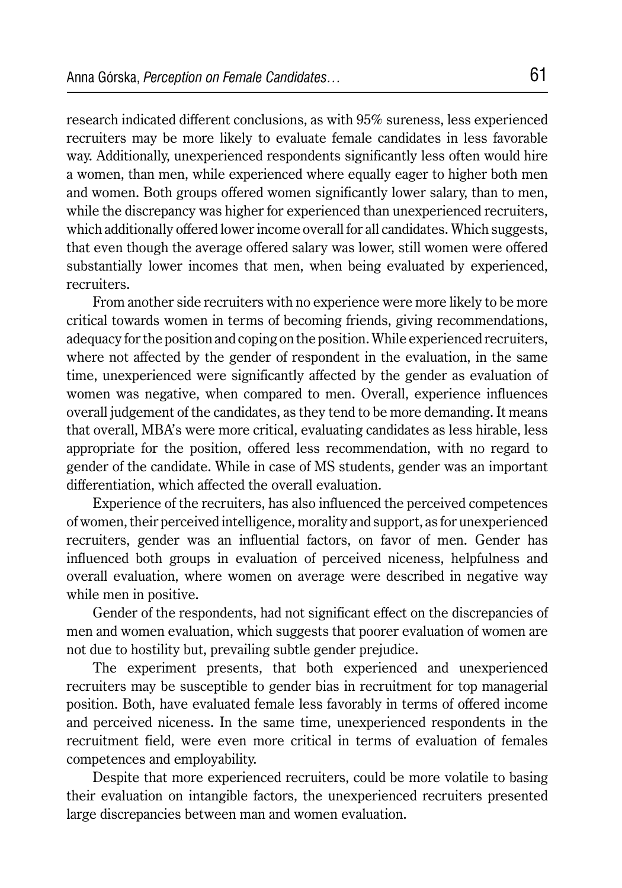research indicated different conclusions, as with 95% sureness, less experienced recruiters may be more likely to evaluate female candidates in less favorable way. Additionally, unexperienced respondents significantly less often would hire a women, than men, while experienced where equally eager to higher both men and women. Both groups offered women significantly lower salary, than to men, while the discrepancy was higher for experienced than unexperienced recruiters, which additionally offered lower income overall for all candidates. Which suggests, that even though the average offered salary was lower, still women were offered substantially lower incomes that men, when being evaluated by experienced, recruiters.

From another side recruiters with no experience were more likely to be more critical towards women in terms of becoming friends, giving recommendations, adequacy for the position and coping on the position. While experienced recruiters, where not affected by the gender of respondent in the evaluation, in the same time, unexperienced were significantly affected by the gender as evaluation of women was negative, when compared to men. Overall, experience influences overall judgement of the candidates, as they tend to be more demanding. It means that overall, MBA's were more critical, evaluating candidates as less hirable, less appropriate for the position, offered less recommendation, with no regard to gender of the candidate. While in case of MS students, gender was an important differentiation, which affected the overall evaluation.

Experience of the recruiters, has also influenced the perceived competences of women, their perceived intelligence, morality and support, as for unexperienced recruiters, gender was an influential factors, on favor of men. Gender has influenced both groups in evaluation of perceived niceness, helpfulness and overall evaluation, where women on average were described in negative way while men in positive.

Gender of the respondents, had not significant effect on the discrepancies of men and women evaluation, which suggests that poorer evaluation of women are not due to hostility but, prevailing subtle gender prejudice.

The experiment presents, that both experienced and unexperienced recruiters may be susceptible to gender bias in recruitment for top managerial position. Both, have evaluated female less favorably in terms of offered income and perceived niceness. In the same time, unexperienced respondents in the recruitment field, were even more critical in terms of evaluation of females competences and employability.

Despite that more experienced recruiters, could be more volatile to basing their evaluation on intangible factors, the unexperienced recruiters presented large discrepancies between man and women evaluation.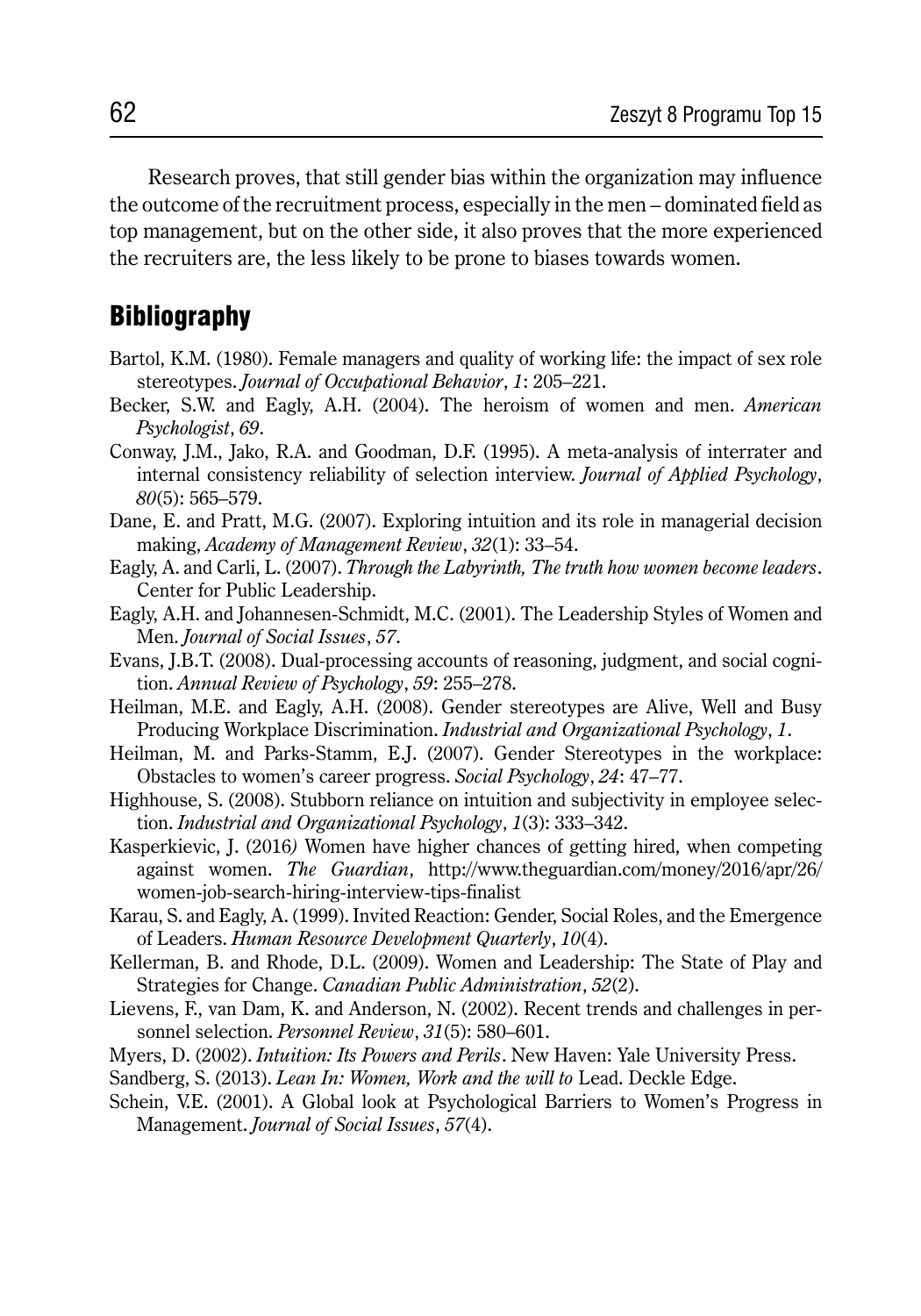Research proves, that still gender bias within the organization may influence the outcome of the recruitment process, especially in the men – dominated field as top management, but on the other side, it also proves that the more experienced the recruiters are, the less likely to be prone to biases towards women.

## Bibliography

Bartol, K.M. (1980). Female managers and quality of working life: the impact of sex role stereotypes. *Journal of Occupational Behavior*, *1*: 205–221.

Becker, S.W. and Eagly, A.H. (2004). The heroism of women and men. *American Psychologist*, *69*.

Conway, J.M., Jako, R.A. and Goodman, D.F. (1995). A meta-analysis of interrater and internal consistency reliability of selection interview. *Journal of Applied Psychology*, *80*(5): 565–579.

Dane, E. and Pratt, M.G. (2007). Exploring intuition and its role in managerial decision making, *Academy of Management Review*, *32*(1): 33–54.

Eagly, A. and Carli, L. (2007). *Through the Labyrinth, The truth how women become leaders*. Center for Public Leadership.

Eagly, A.H. and Johannesen-Schmidt, M.C. (2001). The Leadership Styles of Women and Men. *Journal of Social Issues*, *57*.

Evans, J.B.T. (2008). Dual-processing accounts of reasoning, judgment, and social cognition. *Annual Review of Psychology*, *59*: 255–278.

Heilman, M.E. and Eagly, A.H. (2008). Gender stereotypes are Alive, Well and Busy Producing Workplace Discrimination. *Industrial and Organizational Psychology*, *1*.

Heilman, M. and Parks-Stamm, E.J. (2007). Gender Stereotypes in the workplace: Obstacles to women's career progress. *Social Psychology*, *24*: 47–77.

Highhouse, S. (2008). Stubborn reliance on intuition and subjectivity in employee selection. *Industrial and Organizational Psychology*, *1*(3): 333–342.

Kasperkievic, J. (2016*)* Women have higher chances of getting hired, when competing against women. *The Guardian*, http://www.theguardian.com/money/2016/apr/26/women-job-search-hiring-interview-tips-finalist

Karau, S. and Eagly, A. (1999). Invited Reaction: Gender, Social Roles, and the Emergence of Leaders. *Human Resource Development Quarterly*, *10*(4).

Kellerman, B. and Rhode, D.L. (2009). Women and Leadership: The State of Play and Strategies for Change. *Canadian Public Administration*, *52*(2).

Lievens, F., van Dam, K. and Anderson, N. (2002). Recent trends and challenges in personnel selection. *Personnel Review*, *31*(5): 580–601.

Myers, D. (2002). *Intuition: Its Powers and Perils*. New Haven: Yale University Press.

Sandberg, S. (2013). *Lean In: Women, Work and the will to* Lead. Deckle Edge.

Schein, V.E. (2001). A Global look at Psychological Barriers to Women's Progress in Management. *Journal of Social Issues*, *57*(4).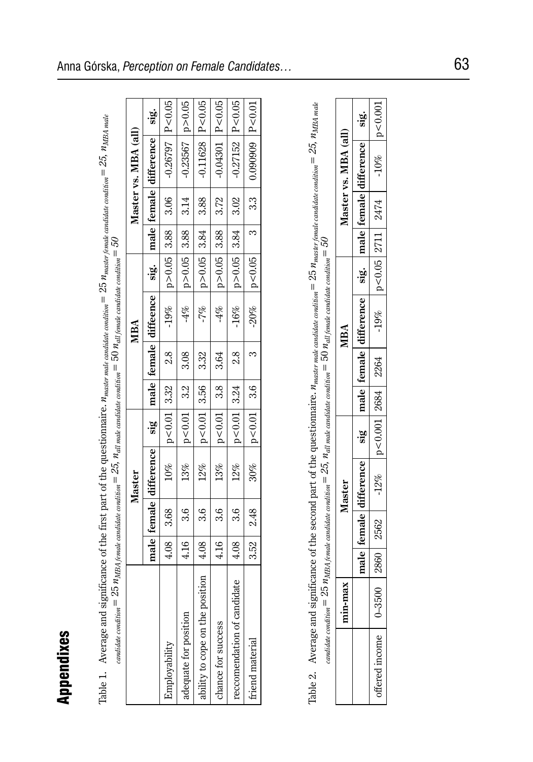# Appendixes

Table 1. Average and significance of the first part of the questionnaire. $n_{master\ male\ candidate\ condition} = 25$ $n_{master\ female\ candidate\ condition} = 25$, $n_{MBA\ male\ candidate\ condition} = 25$ $n_{MBA\ female\ candidate\ condition} = 25$, $n_{all\ male\ candidate\ condition} = 50$ $n_{all\ female\ candidate\ condition} = 50$

| | Master | | | | MBA | | | | Master vs. MBA (all) | | | |
|---|---|---|---|---|---|---|---|---|---|---|---|---|
| | male | female | difference | sig | male | female | diffeence | sig. | male | female | difference | sig. |
| Employability | 4.08 | 3.68 | 10% | p<0.01 | 3.32 | 2.8 | -19% | p>0.05 | 3.88 | 3.06 | -0.26797 | P<0.05 |
| adequate for position | 4.16 | 3.6 | 13% | p<0.01 | 3.2 | 3.08 | -4% | p>0.05 | 3.88 | 3.14 | -0.23567 | p>0.05 |
| ability to cope on the position | 4.08 | 3.6 | 12% | p<0.01 | 3.56 | 3.32 | -7% | p>0.05 | 3.84 | 3.88 | -0.11628 | P<0.05 |
| chance for success | 4.16 | 3.6 | 13% | p<0.01 | 3.8 | 3.64 | -4% | p>0.05 | 3.88 | 3.72 | -0.04301 | P<0.05 |
| reccomendation of candidate | 4.08 | 3.6 | 12% | p<0.01 | 3.24 | 2.8 | -16% | p>0.05 | 3.84 | 3.02 | -0.27152 | P<0.05 |
| friend material | 3.52 | 2.48 | 30% | p<0.01 | 3.6 | 3 | -20% | p<0.05 | 3 | 3.3 | 0.090909 | P<0.01 |

Table 2. Average and significance of the second part of the questionnaire. $n_{master\ male\ candidate\ condition} = 25$ $n_{master\ female\ candidate\ condition} = 25$, $n_{MBA\ male\ candidate\ condition} = 25$ $n_{MBA\ female\ candidate\ condition} = 25$, $n_{all\ male\ candidate\ condition} = 50$ $n_{all\ female\ candidate\ condition} = 50$

| | min-max | Master | | | | MBA | | | | Master vs. MBA (all) | | | |
|---|---|---|---|---|---|---|---|---|---|---|---|---|---|
| | | male | female | difference | sig | male | female | difference | sig. | male | female | difference | sig. |
| offered income | 0–3500 | 2860 | 2562 | -12% | p<0.001 | 2684 | 2264 | -19% | p<0.05 | 2711 | 2474 | -10% | p<0.001 |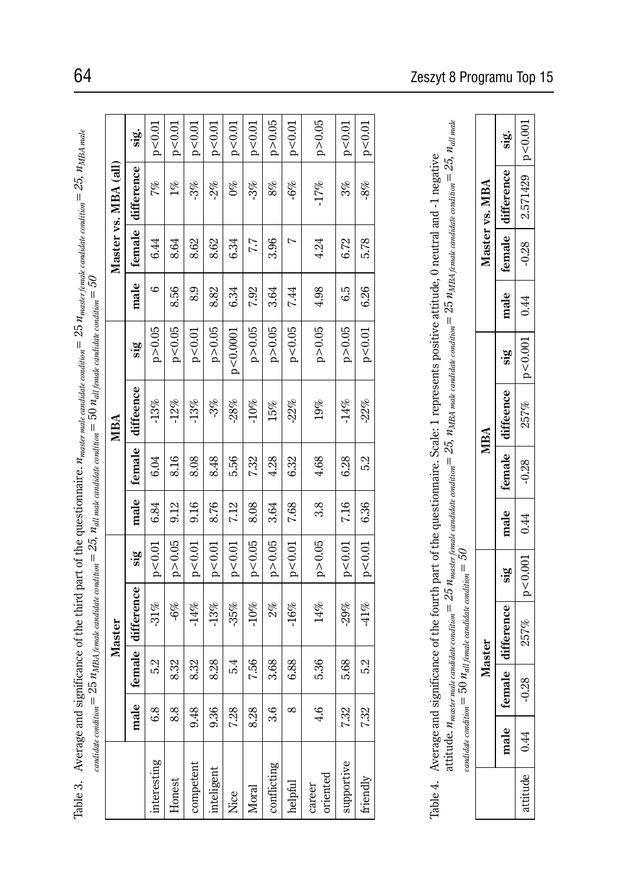Table 3. Average and significance of the third part of the questionnaire. $n_{master\ male\ candidate\ condition} = 25$ $n_{master\ female\ candidate\ condition} = 25$, $n_{MBA\ male\ candidate\ condition} = 25$ $n_{MBA\ female\ candidate\ condition} = 25$, $n_{all\ male\ candidate\ condition} = 50$ $n_{all\ female\ candidate\ condition} = 50$

| | Master | | | | MBA | | | | Master vs. MBA (all) | | | |
|---|---|---|---|---|---|---|---|---|---|---|---|---|
| | male | female | difference | sig | male | female | diffeence | sig | male | female | difference | sig. |
| interesting | 6.8 | 5.2 | -31% | p<0.01 | 6.84 | 6.04 | -13% | p>0.05 | 6 | 6.44 | 7% | p<0.01 |
| Honest | 8.8 | 8.32 | -6% | p>0.05 | 9.12 | 8.16 | -12% | p<0.05 | 8.56 | 8.64 | 1% | p<0.01 |
| competent | 9.48 | 8.32 | -14% | p<0.01 | 9.16 | 8.08 | -13% | p<0.01 | 8.9 | 8.62 | -3% | p<0.01 |
| inteligent | 9.36 | 8.28 | -13% | p<0.01 | 8.76 | 8.48 | -3% | p>0.05 | 8.82 | 8.62 | -2% | p<0.01 |
| Nice | 7.28 | 5.4 | -35% | p<0.01 | 7.12 | 5.56 | -28% | p<0.0001 | 6.34 | 6.34 | 0% | p<0.01 |
| Moral | 8.28 | 7.56 | -10% | p<0.05 | 8.08 | 7.32 | -10% | p>0.05 | 7.92 | 7.7 | -3% | p<0.01 |
| conflicting | 3.6 | 3.68 | 2% | p>0.05 | 3.64 | 4.28 | 15% | p>0.05 | 3.64 | 3.96 | 8% | p>0.05 |
| helpful | 8 | 6.88 | -16% | p<0.01 | 7.68 | 6.32 | -22% | p<0.05 | 7.44 | 7 | -6% | p<0.01 |
| career oriented | 4.6 | 5.36 | 14% | p>0.05 | 3.8 | 4.68 | 19% | p>0.05 | 4.98 | 4.24 | -17% | p>0.05 |
| supportive | 7.32 | 5.68 | -29% | p<0.01 | 7.16 | 6.28 | -14% | p>0.05 | 6.5 | 6.72 | 3% | p<0.01 |
| friendly | 7.32 | 5.2 | -41% | p<0.01 | 6.36 | 5.2 | -22% | p<0.01 | 6.26 | 5.78 | -8% | p<0.01 |

Table 4. Average and significance of the fourth part of the questionnaire. Scale: 1 represents positive attitude, 0 neutral and -1 negative attitude. $n_{master\ male\ candidate\ condition} = 25$ $n_{master\ female\ candidate\ condition} = 25$, $n_{MBA\ male\ candidate\ condition} = 25$ $n_{MBA\ female\ candidate\ condition} = 25$, $n_{all\ male\ candidate\ condition} = 50$ $n_{all\ female\ candidate\ condition} = 50$

| | Master | | | | MBA | | | | Master vs. MBA | | | |
|---|---|---|---|---|---|---|---|---|---|---|---|---|
| | male | female | difference | sig | male | female | diffeence | sig | male | female | difference | sig. |
| attitude | 0.44 | -0.28 | 257% | p<0.001 | 0.44 | -0.28 | 257% | p<0.001 | 0.44 | -0.28 | 2.571429 | p<0.001 |